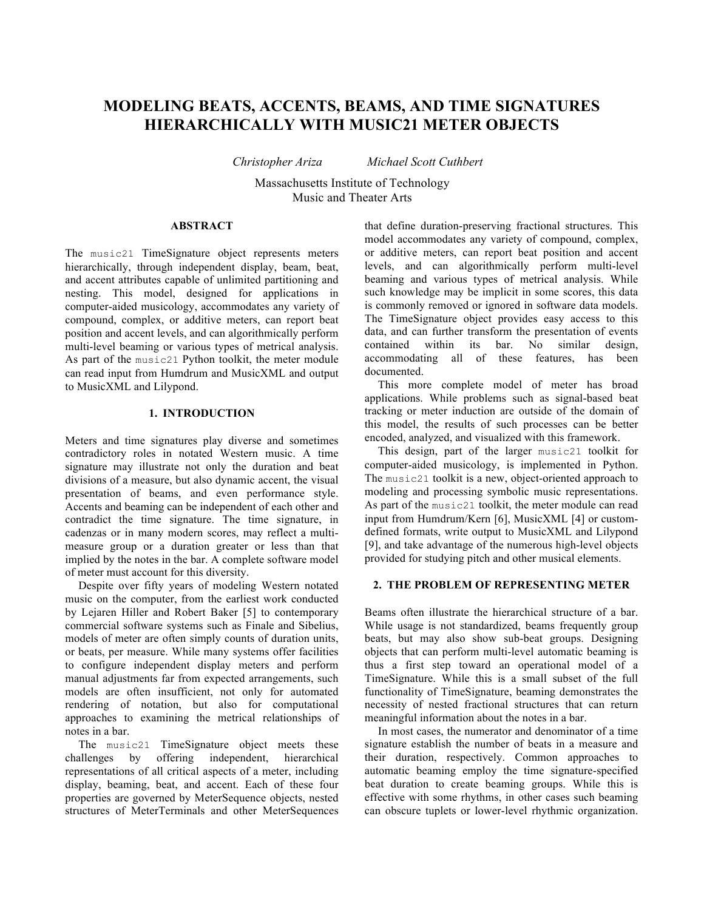# MODELING BEATS, ACCENTS, BEAMS, AND TIME SIGNATURES HIERARCHICALLY WITH MUSIC21 METER OBJECTS

*Christopher Ariza* *Michael Scott Cuthbert*

Massachusetts Institute of Technology
Music and Theater Arts

## ABSTRACT

The `music21` TimeSignature object represents meters hierarchically, through independent display, beam, beat, and accent attributes capable of unlimited partitioning and nesting. This model, designed for applications in computer-aided musicology, accommodates any variety of compound, complex, or additive meters, can report beat position and accent levels, and can algorithmically perform multi-level beaming or various types of metrical analysis. As part of the `music21` Python toolkit, the meter module can read input from Humdrum and MusicXML and output to MusicXML and Lilypond.

## 1. INTRODUCTION

Meters and time signatures play diverse and sometimes contradictory roles in notated Western music. A time signature may illustrate not only the duration and beat divisions of a measure, but also dynamic accent, the visual presentation of beams, and even performance style. Accents and beaming can be independent of each other and contradict the time signature. The time signature, in cadenzas or in many modern scores, may reflect a multi-measure group or a duration greater or less than that implied by the notes in the bar. A complete software model of meter must account for this diversity.

Despite over fifty years of modeling Western notated music on the computer, from the earliest work conducted by Lejaren Hiller and Robert Baker [5] to contemporary commercial software systems such as Finale and Sibelius, models of meter are often simply counts of duration units, or beats, per measure. While many systems offer facilities to configure independent display meters and perform manual adjustments far from expected arrangements, such models are often insufficient, not only for automated rendering of notation, but also for computational approaches to examining the metrical relationships of notes in a bar.

The `music21` TimeSignature object meets these challenges by offering independent, hierarchical representations of all critical aspects of a meter, including display, beaming, beat, and accent. Each of these four properties are governed by MeterSequence objects, nested structures of MeterTerminals and other MeterSequences that define duration-preserving fractional structures. This model accommodates any variety of compound, complex, or additive meters, can report beat position and accent levels, and can algorithmically perform multi-level beaming and various types of metrical analysis. While such knowledge may be implicit in some scores, this data is commonly removed or ignored in software data models. The TimeSignature object provides easy access to this data, and can further transform the presentation of events contained within its bar. No similar design, accommodating all of these features, has been documented.

This more complete model of meter has broad applications. While problems such as signal-based beat tracking or meter induction are outside of the domain of this model, the results of such processes can be better encoded, analyzed, and visualized with this framework.

This design, part of the larger `music21` toolkit for computer-aided musicology, is implemented in Python. The `music21` toolkit is a new, object-oriented approach to modeling and processing symbolic music representations. As part of the `music21` toolkit, the meter module can read input from Humdrum/Kern [6], MusicXML [4] or custom-defined formats, write output to MusicXML and Lilypond [9], and take advantage of the numerous high-level objects provided for studying pitch and other musical elements.

## 2. THE PROBLEM OF REPRESENTING METER

Beams often illustrate the hierarchical structure of a bar. While usage is not standardized, beams frequently group beats, but may also show sub-beat groups. Designing objects that can perform multi-level automatic beaming is thus a first step toward an operational model of a TimeSignature. While this is a small subset of the full functionality of TimeSignature, beaming demonstrates the necessity of nested fractional structures that can return meaningful information about the notes in a bar.

In most cases, the numerator and denominator of a time signature establish the number of beats in a measure and their duration, respectively. Common approaches to automatic beaming employ the time signature-specified beat duration to create beaming groups. While this is effective with some rhythms, in other cases such beaming can obscure tuplets or lower-level rhythmic organization.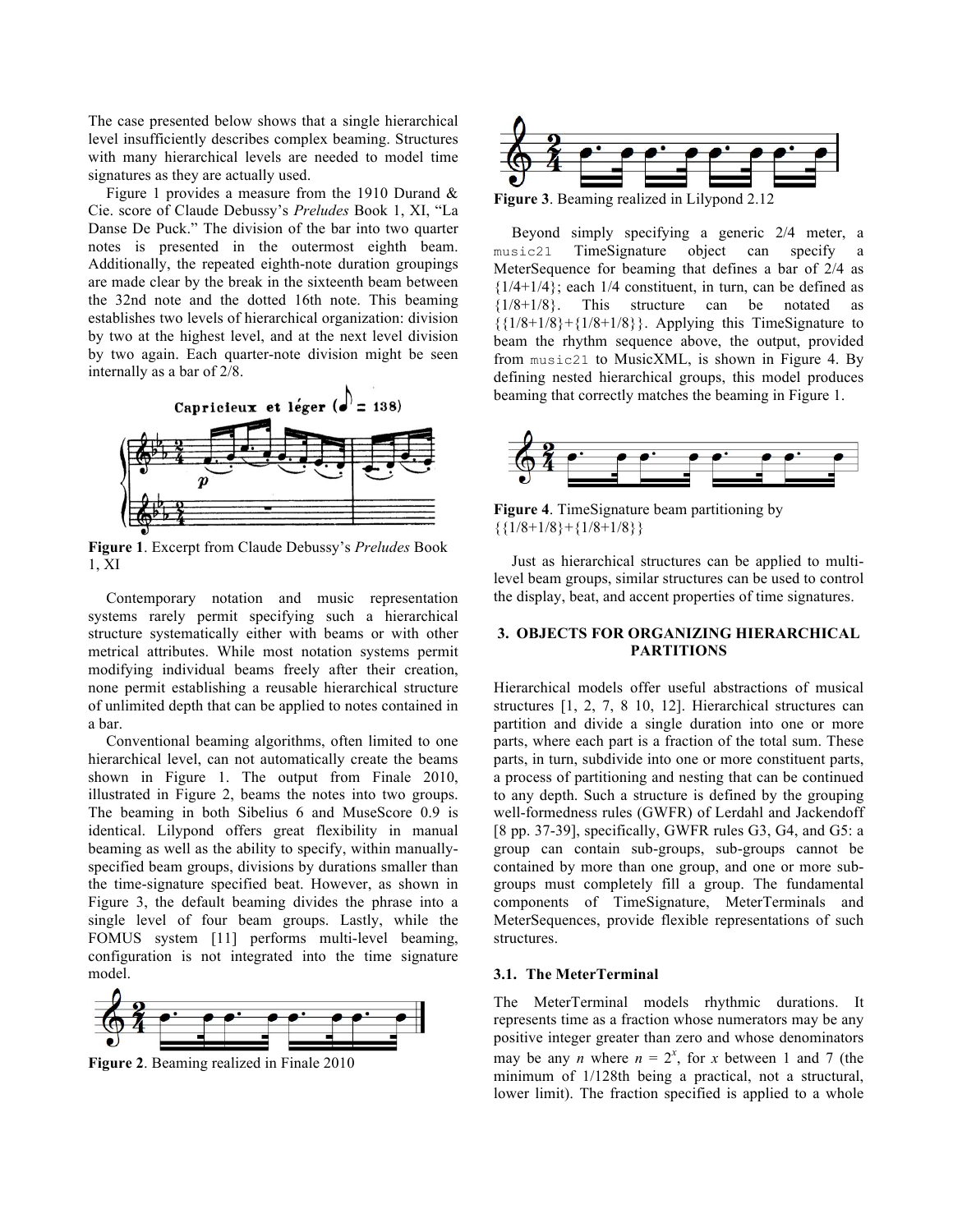The case presented below shows that a single hierarchical level insufficiently describes complex beaming. Structures with many hierarchical levels are needed to model time signatures as they are actually used.

Figure 1 provides a measure from the 1910 Durand & Cie. score of Claude Debussy's *Preludes* Book 1, XI, "La Danse De Puck." The division of the bar into two quarter notes is presented in the outermost eighth beam. Additionally, the repeated eighth-note duration groupings are made clear by the break in the sixteenth beam between the 32nd note and the dotted 16th note. This beaming establishes two levels of hierarchical organization: division by two at the highest level, and at the next level division by two again. Each quarter-note division might be seen internally as a bar of 2/8.

**Figure 1**. Excerpt from Claude Debussy's *Preludes* Book 1, XI

Contemporary notation and music representation systems rarely permit specifying such a hierarchical structure systematically either with beams or with other metrical attributes. While most notation systems permit modifying individual beams freely after their creation, none permit establishing a reusable hierarchical structure of unlimited depth that can be applied to notes contained in a bar.

Conventional beaming algorithms, often limited to one hierarchical level, can not automatically create the beams shown in Figure 1. The output from Finale 2010, illustrated in Figure 2, beams the notes into two groups. The beaming in both Sibelius 6 and MuseScore 0.9 is identical. Lilypond offers great flexibility in manual beaming as well as the ability to specify, within manually-specified beam groups, divisions by durations smaller than the time-signature specified beat. However, as shown in Figure 3, the default beaming divides the phrase into a single level of four beam groups. Lastly, while the FOMUS system [11] performs multi-level beaming, configuration is not integrated into the time signature model.

**Figure 2**. Beaming realized in Finale 2010

**Figure 3**. Beaming realized in Lilypond 2.12

Beyond simply specifying a generic 2/4 meter, a `music21` TimeSignature object can specify a MeterSequence for beaming that defines a bar of 2/4 as {1/4+1/4}; each 1/4 constituent, in turn, can be defined as {1/8+1/8}. This structure can be notated as {{1/8+1/8}+{1/8+1/8}}. Applying this TimeSignature to beam the rhythm sequence above, the output, provided from `music21` to MusicXML, is shown in Figure 4. By defining nested hierarchical groups, this model produces beaming that correctly matches the beaming in Figure 1.

**Figure 4**. TimeSignature beam partitioning by {{1/8+1/8}+{1/8+1/8}}

Just as hierarchical structures can be applied to multi-level beam groups, similar structures can be used to control the display, beat, and accent properties of time signatures.

## 3. OBJECTS FOR ORGANIZING HIERARCHICAL PARTITIONS

Hierarchical models offer useful abstractions of musical structures [1, 2, 7, 8 10, 12]. Hierarchical structures can partition and divide a single duration into one or more parts, where each part is a fraction of the total sum. These parts, in turn, subdivide into one or more constituent parts, a process of partitioning and nesting that can be continued to any depth. Such a structure is defined by the grouping well-formedness rules (GWFR) of Lerdahl and Jackendoff [8 pp. 37-39], specifically, GWFR rules G3, G4, and G5: a group can contain sub-groups, sub-groups cannot be contained by more than one group, and one or more sub-groups must completely fill a group. The fundamental components of TimeSignature, MeterTerminals and MeterSequences, provide flexible representations of such structures.

### 3.1. The MeterTerminal

The MeterTerminal models rhythmic durations. It represents time as a fraction whose numerators may be any positive integer greater than zero and whose denominators may be any $n$ where $n = 2^x$, for $x$ between 1 and 7 (the minimum of 1/128th being a practical, not a structural, lower limit). The fraction specified is applied to a whole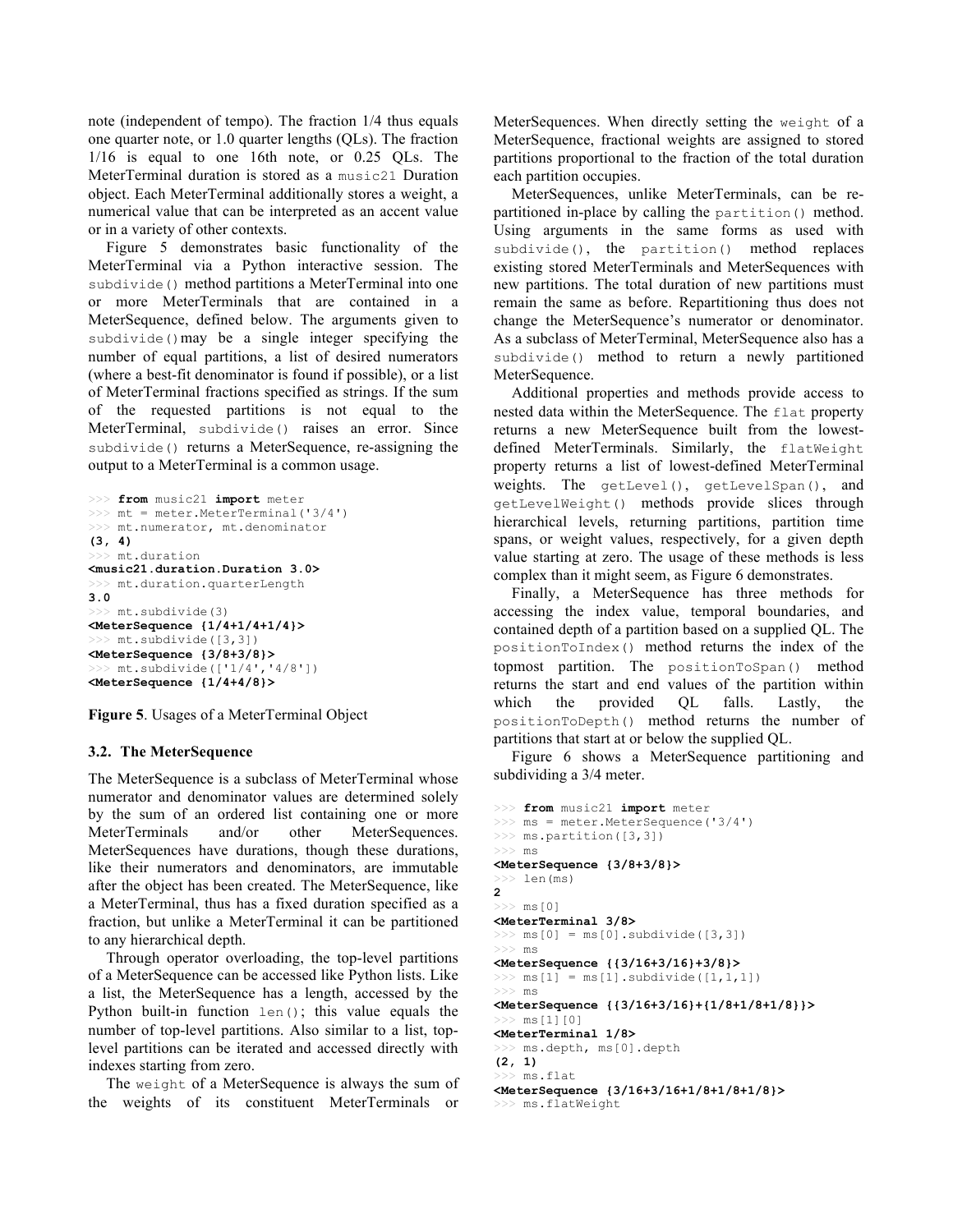note (independent of tempo). The fraction 1/4 thus equals one quarter note, or 1.0 quarter lengths (QLs). The fraction 1/16 is equal to one 16th note, or 0.25 QLs. The MeterTerminal duration is stored as a `music21` Duration object. Each MeterTerminal additionally stores a weight, a numerical value that can be interpreted as an accent value or in a variety of other contexts.

Figure 5 demonstrates basic functionality of the MeterTerminal via a Python interactive session. The `subdivide()` method partitions a MeterTerminal into one or more MeterTerminals that are contained in a MeterSequence, defined below. The arguments given to `subdivide()` may be a single integer specifying the number of equal partitions, a list of desired numerators (where a best-fit denominator is found if possible), or a list of MeterTerminal fractions specified as strings. If the sum of the requested partitions is not equal to the MeterTerminal, `subdivide()` raises an error. Since `subdivide()` returns a MeterSequence, re-assigning the output to a MeterTerminal is a common usage.

```
>>> from music21 import meter
>>> mt = meter.MeterTerminal('3/4')
>>> mt.numerator, mt.denominator
(3, 4)
>>> mt.duration
<music21.duration.Duration 3.0>
>>> mt.duration.quarterLength
3.0
>>> mt.subdivide(3)
<MeterSequence {1/4+1/4+1/4}>
>>> mt.subdivide([3,3])
<MeterSequence {3/8+3/8}>
>>> mt.subdivide(['1/4','4/8'])
<MeterSequence {1/4+4/8}>
```

**Figure 5**. Usages of a MeterTerminal Object

### 3.2. The MeterSequence

The MeterSequence is a subclass of MeterTerminal whose numerator and denominator values are determined solely by the sum of an ordered list containing one or more MeterTerminals and/or other MeterSequences. MeterSequences have durations, though these durations, like their numerators and denominators, are immutable after the object has been created. The MeterSequence, like a MeterTerminal, thus has a fixed duration specified as a fraction, but unlike a MeterTerminal it can be partitioned to any hierarchical depth.

Through operator overloading, the top-level partitions of a MeterSequence can be accessed like Python lists. Like a list, the MeterSequence has a length, accessed by the Python built-in function `len()`; this value equals the number of top-level partitions. Also similar to a list, top-level partitions can be iterated and accessed directly with indexes starting from zero.

The `weight` of a MeterSequence is always the sum of the weights of its constituent MeterTerminals or MeterSequences. When directly setting the `weight` of a MeterSequence, fractional weights are assigned to stored partitions proportional to the fraction of the total duration each partition occupies.

MeterSequences, unlike MeterTerminals, can be re-partitioned in-place by calling the `partition()` method. Using arguments in the same forms as used with `subdivide()`, the `partition()` method replaces existing stored MeterTerminals and MeterSequences with new partitions. The total duration of new partitions must remain the same as before. Repartitioning thus does not change the MeterSequence's numerator or denominator. As a subclass of MeterTerminal, MeterSequence also has a `subdivide()` method to return a newly partitioned MeterSequence.

Additional properties and methods provide access to nested data within the MeterSequence. The `flat` property returns a new MeterSequence built from the lowest-defined MeterTerminals. Similarly, the `flatWeight` property returns a list of lowest-defined MeterTerminal weights. The `getLevel()`, `getLevelSpan()`, and `getLevelWeight()` methods provide slices through hierarchical levels, returning partitions, partition time spans, or weight values, respectively, for a given depth value starting at zero. The usage of these methods is less complex than it might seem, as Figure 6 demonstrates.

Finally, a MeterSequence has three methods for accessing the index value, temporal boundaries, and contained depth of a partition based on a supplied QL. The `positionToIndex()` method returns the index of the topmost partition. The `positionToSpan()` method returns the start and end values of the partition within which the provided QL falls. Lastly, the `positionToDepth()` method returns the number of partitions that start at or below the supplied QL.

Figure 6 shows a MeterSequence partitioning and subdividing a 3/4 meter.

```
>>> from music21 import meter
>>> ms = meter.MeterSequence('3/4')
>>> ms.partition([3,3])
>>> ms
<MeterSequence {3/8+3/8}>
>>> len(ms)
2
>>> ms[0]
<MeterTerminal 3/8>
>>> ms[0] = ms[0].subdivide([3,3])
>>> ms
<MeterSequence {{3/16+3/16}+3/8}>
>>> ms[1] = ms[1].subdivide([1,1,1])
>>> ms
<MeterSequence {{3/16+3/16}+{1/8+1/8+1/8}}>
>>> ms[1][0]
<MeterTerminal 1/8>
>>> ms.depth, ms[0].depth
(2, 1)
>>> ms.flat
<MeterSequence {3/16+3/16+1/8+1/8+1/8}>
>>> ms.flatWeight
```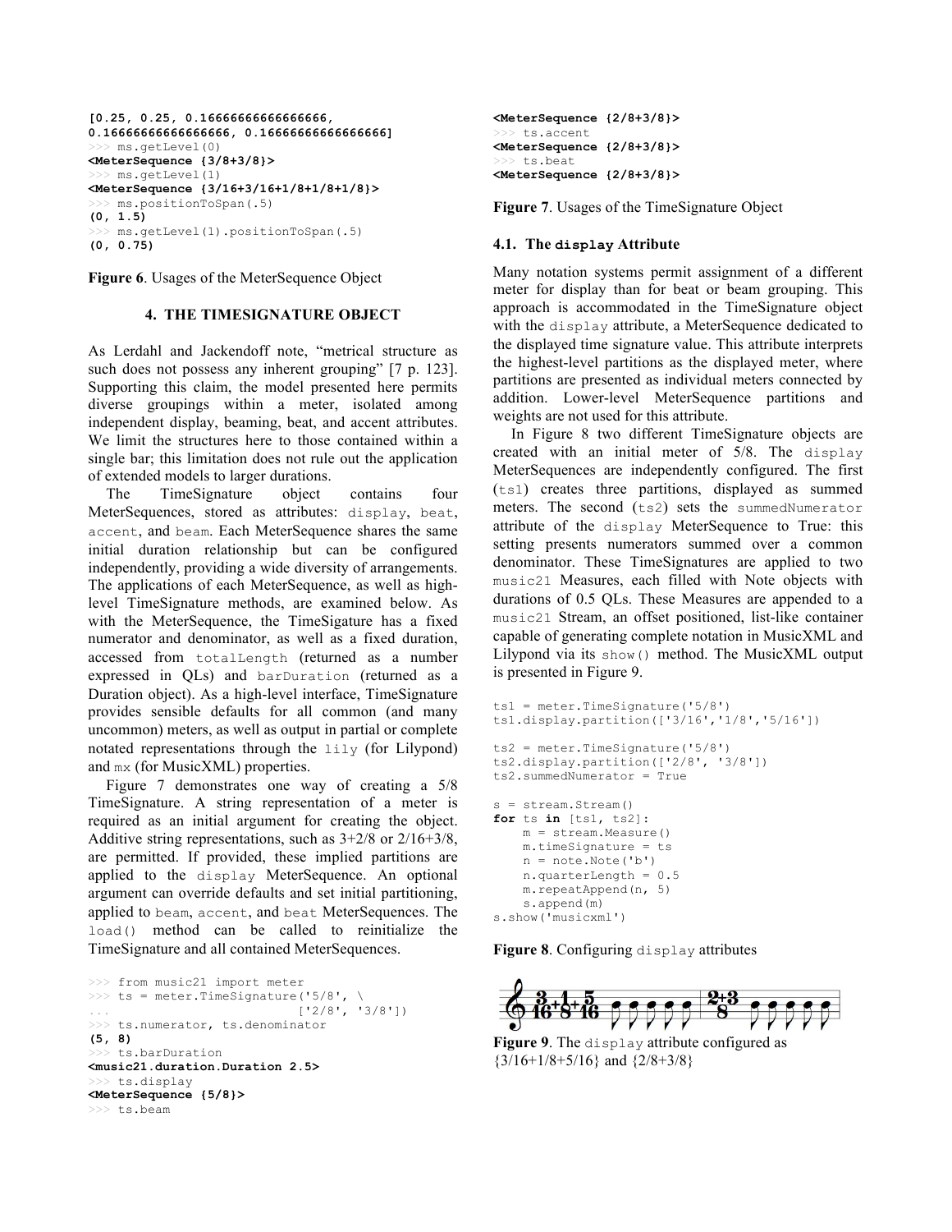```
[0.25, 0.25, 0.16666666666666666,
0.16666666666666666, 0.16666666666666666]
>>> ms.getLevel(0)
<MeterSequence {3/8+3/8}>
>>> ms.getLevel(1)
<MeterSequence {3/16+3/16+1/8+1/8+1/8}>
>>> ms.positionToSpan(.5)
(0, 1.5)
>>> ms.getLevel(1).positionToSpan(.5)
(0, 0.75)
```

**Figure 6**. Usages of the MeterSequence Object

## 4. THE TIMESIGNATURE OBJECT

As Lerdahl and Jackendoff note, "metrical structure as such does not possess any inherent grouping" [7 p. 123]. Supporting this claim, the model presented here permits diverse groupings within a meter, isolated among independent display, beaming, beat, and accent attributes. We limit the structures here to those contained within a single bar; this limitation does not rule out the application of extended models to larger durations.

The TimeSignature object contains four MeterSequences, stored as attributes: `display`, `beat`, `accent`, and `beam`. Each MeterSequence shares the same initial duration relationship but can be configured independently, providing a wide diversity of arrangements. The applications of each MeterSequence, as well as high-level TimeSignature methods, are examined below. As with the MeterSequence, the TimeSigature has a fixed numerator and denominator, as well as a fixed duration, accessed from `totalLength` (returned as a number expressed in QLs) and `barDuration` (returned as a Duration object). As a high-level interface, TimeSignature provides sensible defaults for all common (and many uncommon) meters, as well as output in partial or complete notated representations through the `lily` (for Lilypond) and `mx` (for MusicXML) properties.

Figure 7 demonstrates one way of creating a 5/8 TimeSignature. A string representation of a meter is required as an initial argument for creating the object. Additive string representations, such as 3+2/8 or 2/16+3/8, are permitted. If provided, these implied partitions are applied to the `display` MeterSequence. An optional argument can override defaults and set initial partitioning, applied to `beam`, `accent`, and `beat` MeterSequences. The `load()` method can be called to reinitialize the TimeSignature and all contained MeterSequences.

```
>>> from music21 import meter
>>> ts = meter.TimeSignature('5/8', \
...                        ['2/8', '3/8'])
>>> ts.numerator, ts.denominator
(5, 8)
>>> ts.barDuration
<music21.duration.Duration 2.5>
>>> ts.display
<MeterSequence {5/8}>
>>> ts.beam
<MeterSequence {2/8+3/8}>
>>> ts.accent
<MeterSequence {2/8+3/8}>
>>> ts.beat
<MeterSequence {2/8+3/8}>
```

**Figure 7**. Usages of the TimeSignature Object

### 4.1. The `display` Attribute

Many notation systems permit assignment of a different meter for display than for beat or beam grouping. This approach is accommodated in the TimeSignature object with the `display` attribute, a MeterSequence dedicated to the displayed time signature value. This attribute interprets the highest-level partitions as the displayed meter, where partitions are presented as individual meters connected by addition. Lower-level MeterSequence partitions and weights are not used for this attribute.

In Figure 8 two different TimeSignature objects are created with an initial meter of 5/8. The `display` MeterSequences are independently configured. The first (`ts1`) creates three partitions, displayed as summed meters. The second (`ts2`) sets the `summedNumerator` attribute of the `display` MeterSequence to True: this setting presents numerators summed over a common denominator. These TimeSignatures are applied to two `music21` Measures, each filled with Note objects with durations of 0.5 QLs. These Measures are appended to a `music21` Stream, an offset positioned, list-like container capable of generating complete notation in MusicXML and Lilypond via its `show()` method. The MusicXML output is presented in Figure 9.

```
ts1 = meter.TimeSignature('5/8')
ts1.display.partition(['3/16','1/8','5/16'])

ts2 = meter.TimeSignature('5/8')
ts2.display.partition(['2/8', '3/8'])
ts2.summedNumerator = True

s = stream.Stream()
for ts in [ts1, ts2]:
    m = stream.Measure()
    m.timeSignature = ts
    n = note.Note('b')
    n.quarterLength = 0.5
    m.repeatAppend(n, 5)
    s.append(m)
s.show('musicxml')
```

**Figure 8**. Configuring `display` attributes

**Figure 9**. The `display` attribute configured as {3/16+1/8+5/16} and {2/8+3/8}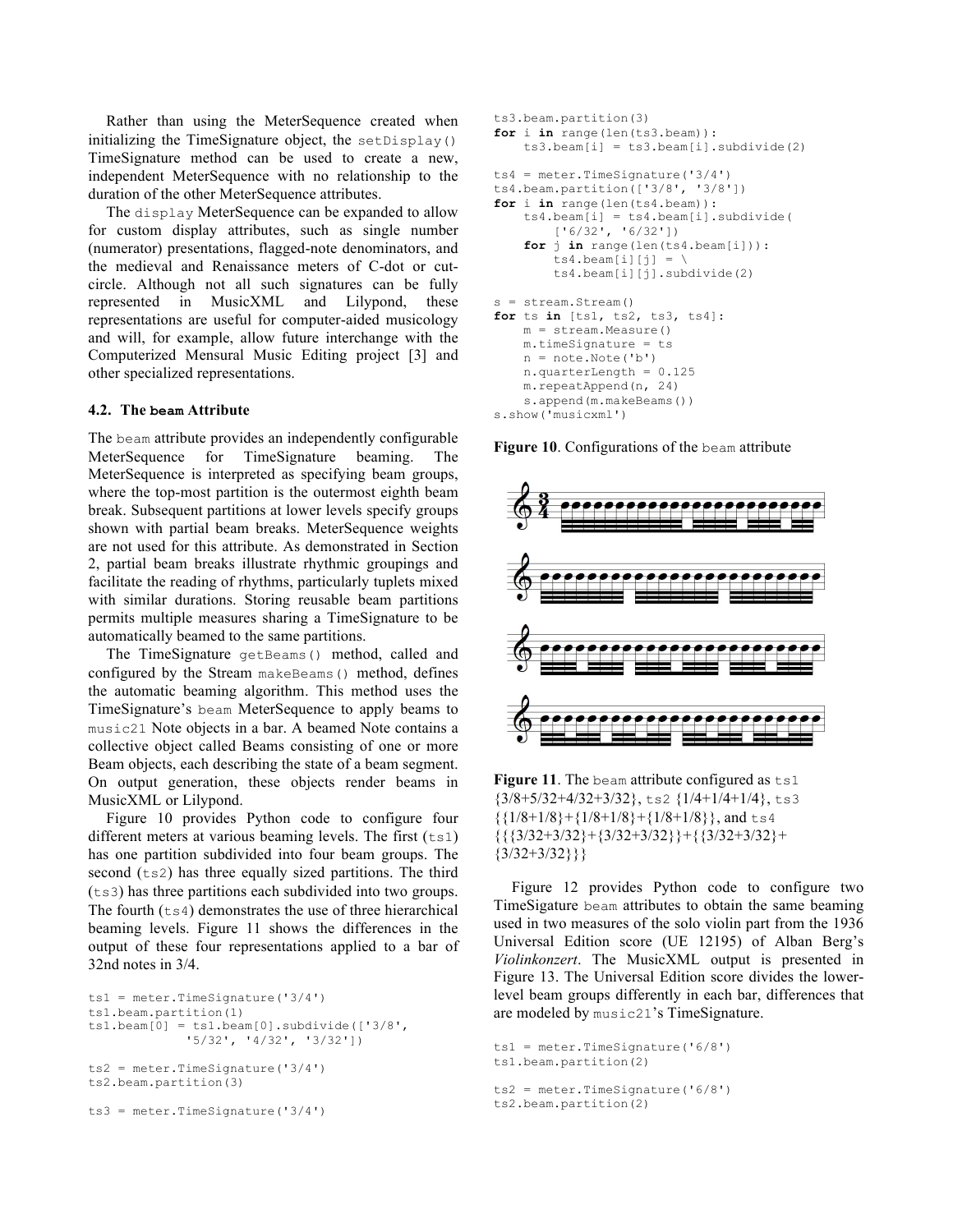Rather than using the MeterSequence created when initializing the TimeSignature object, the `setDisplay()` TimeSignature method can be used to create a new, independent MeterSequence with no relationship to the duration of the other MeterSequence attributes.

The `display` MeterSequence can be expanded to allow for custom display attributes, such as single number (numerator) presentations, flagged-note denominators, and the medieval and Renaissance meters of C-dot or cut-circle. Although not all such signatures can be fully represented in MusicXML and Lilypond, these representations are useful for computer-aided musicology and will, for example, allow future interchange with the Computerized Mensural Music Editing project [3] and other specialized representations.

### 4.2. The `beam` Attribute

The `beam` attribute provides an independently configurable MeterSequence for TimeSignature beaming. The MeterSequence is interpreted as specifying beam groups, where the top-most partition is the outermost eighth beam break. Subsequent partitions at lower levels specify groups shown with partial beam breaks. MeterSequence weights are not used for this attribute. As demonstrated in Section 2, partial beam breaks illustrate rhythmic groupings and facilitate the reading of rhythms, particularly tuplets mixed with similar durations. Storing reusable beam partitions permits multiple measures sharing a TimeSignature to be automatically beamed to the same partitions.

The TimeSignature `getBeams()` method, called and configured by the Stream `makeBeams()` method, defines the automatic beaming algorithm. This method uses the TimeSignature's `beam` MeterSequence to apply beams to `music21` Note objects in a bar. A beamed Note contains a collective object called Beams consisting of one or more Beam objects, each describing the state of a beam segment. On output generation, these objects render beams in MusicXML or Lilypond.

Figure 10 provides Python code to configure four different meters at various beaming levels. The first (`ts1`) has one partition subdivided into four beam groups. The second (`ts2`) has three equally sized partitions. The third (`ts3`) has three partitions each subdivided into two groups. The fourth (`ts4`) demonstrates the use of three hierarchical beaming levels. Figure 11 shows the differences in the output of these four representations applied to a bar of 32nd notes in 3/4.

```
ts1 = meter.TimeSignature('3/4')
ts1.beam.partition(1)
ts1.beam[0] = ts1.beam[0].subdivide(['3/8',
            '5/32', '4/32', '3/32'])

ts2 = meter.TimeSignature('3/4')
ts2.beam.partition(3)

ts3 = meter.TimeSignature('3/4')
ts3.beam.partition(3)
for i in range(len(ts3.beam)):
    ts3.beam[i] = ts3.beam[i].subdivide(2)

ts4 = meter.TimeSignature('3/4')
ts4.beam.partition(['3/8', '3/8'])
for i in range(len(ts4.beam)):
    ts4.beam[i] = ts4.beam[i].subdivide(
        ['6/32', '6/32'])
    for j in range(len(ts4.beam[i])):
        ts4.beam[i][j] = \
        ts4.beam[i][j].subdivide(2)

s = stream.Stream()
for ts in [ts1, ts2, ts3, ts4]:
    m = stream.Measure()
    m.timeSignature = ts
    n = note.Note('b')
    n.quarterLength = 0.125
    m.repeatAppend(n, 24)
    s.append(m.makeBeams())
s.show('musicxml')
```

**Figure 10**. Configurations of the `beam` attribute

**Figure 11**. The `beam` attribute configured as `ts1` {3/8+5/32+4/32+3/32}, `ts2` {1/4+1/4+1/4}, `ts3` {{1/8+1/8}+{1/8+1/8}+{1/8+1/8}}, and `ts4` {{{3/32+3/32}+{3/32+3/32}}+{{3/32+3/32}+ {3/32+3/32}}}

Figure 12 provides Python code to configure two TimeSigature `beam` attributes to obtain the same beaming used in two measures of the solo violin part from the 1936 Universal Edition score (UE 12195) of Alban Berg's *Violinkonzert*. The MusicXML output is presented in Figure 13. The Universal Edition score divides the lower-level beam groups differently in each bar, differences that are modeled by `music21`'s TimeSignature.

```
ts1 = meter.TimeSignature('6/8')
ts1.beam.partition(2)

ts2 = meter.TimeSignature('6/8')
ts2.beam.partition(2)
```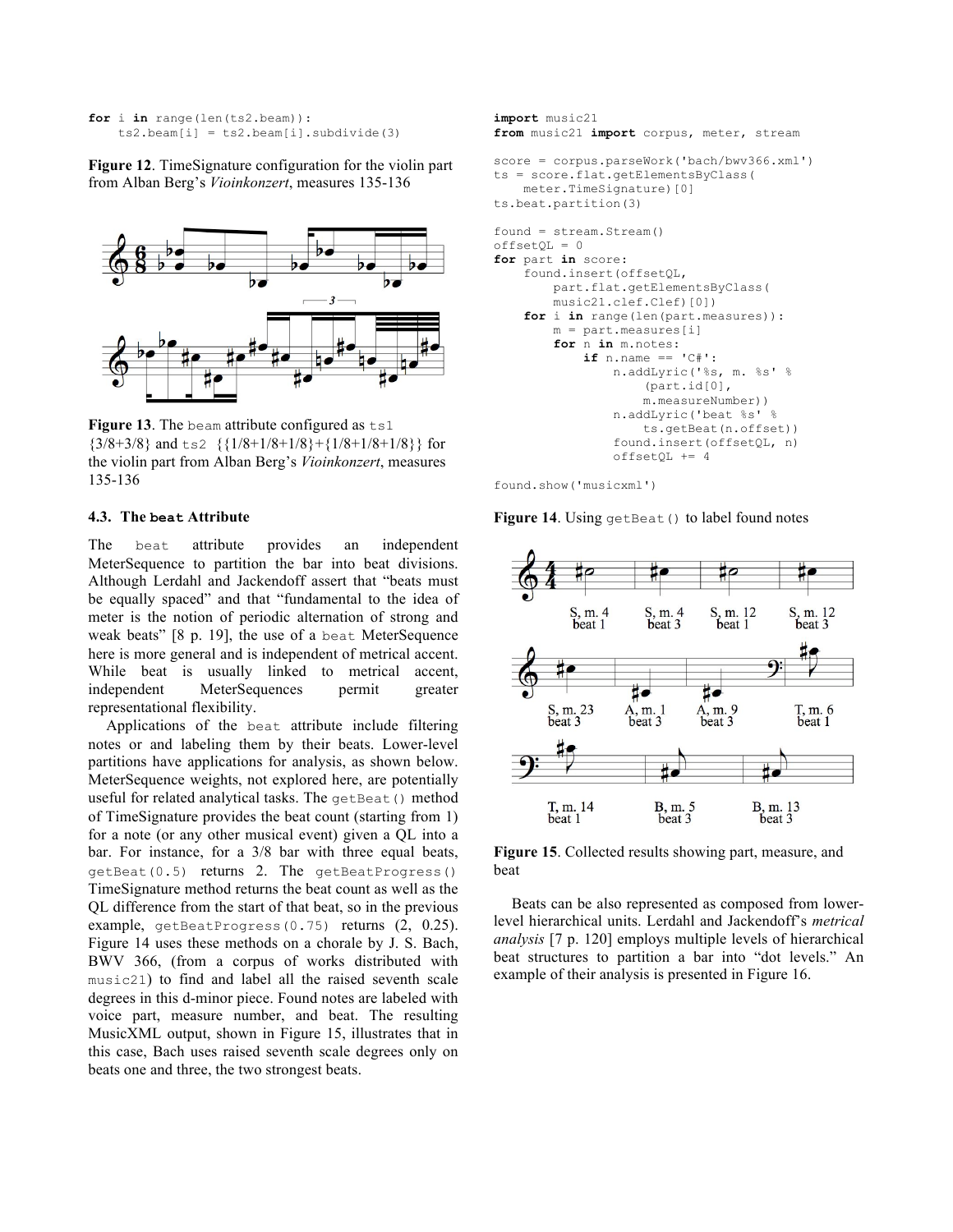```
for i in range(len(ts2.beam)):
    ts2.beam[i] = ts2.beam[i].subdivide(3)
```

**Figure 12**. TimeSignature configuration for the violin part from Alban Berg's *Vioinkonzert*, measures 135-136

**Figure 13**. The `beam` attribute configured as `ts1` {3/8+3/8} and `ts2` {{1/8+1/8+1/8}+{1/8+1/8+1/8}} for the violin part from Alban Berg's *Vioinkonzert*, measures 135-136

### 4.3. The `beat` Attribute

The `beat` attribute provides an independent MeterSequence to partition the bar into beat divisions. Although Lerdahl and Jackendoff assert that "beats must be equally spaced" and that "fundamental to the idea of meter is the notion of periodic alternation of strong and weak beats" [8 p. 19], the use of a `beat` MeterSequence here is more general and is independent of metrical accent. While beat is usually linked to metrical accent, independent MeterSequences permit greater representational flexibility.

Applications of the `beat` attribute include filtering notes or and labeling them by their beats. Lower-level partitions have applications for analysis, as shown below. MeterSequence weights, not explored here, are potentially useful for related analytical tasks. The `getBeat()` method of TimeSignature provides the beat count (starting from 1) for a note (or any other musical event) given a QL into a bar. For instance, for a 3/8 bar with three equal beats, `getBeat(0.5)` returns 2. The `getBeatProgress()` TimeSignature method returns the beat count as well as the QL difference from the start of that beat, so in the previous example, `getBeatProgress(0.75)` returns (2, 0.25). Figure 14 uses these methods on a chorale by J. S. Bach, BWV 366, (from a corpus of works distributed with `music21`) to find and label all the raised seventh scale degrees in this d-minor piece. Found notes are labeled with voice part, measure number, and beat. The resulting MusicXML output, shown in Figure 15, illustrates that in this case, Bach uses raised seventh scale degrees only on beats one and three, the two strongest beats.

```
import music21
from music21 import corpus, meter, stream

score = corpus.parseWork('bach/bwv366.xml')
ts = score.flat.getElementsByClass(
    meter.TimeSignature)[0]
ts.beat.partition(3)

found = stream.Stream()
offsetQL = 0
for part in score:
    found.insert(offsetQL,
        part.flat.getElementsByClass(
        music21.clef.Clef)[0])
    for i in range(len(part.measures)):
        m = part.measures[i]
        for n in m.notes:
            if n.name == 'C#':
                n.addLyric('%s, m. %s' %
                    (part.id[0],
                    m.measureNumber))
                n.addLyric('beat %s' %
                    ts.getBeat(n.offset))
                found.insert(offsetQL, n)
                offsetQL += 4

found.show('musicxml')
```

**Figure 14**. Using `getBeat()` to label found notes

**Figure 15**. Collected results showing part, measure, and beat

Beats can be also represented as composed from lower-level hierarchical units. Lerdahl and Jackendoff's *metrical analysis* [7 p. 120] employs multiple levels of hierarchical beat structures to partition a bar into "dot levels." An example of their analysis is presented in Figure 16.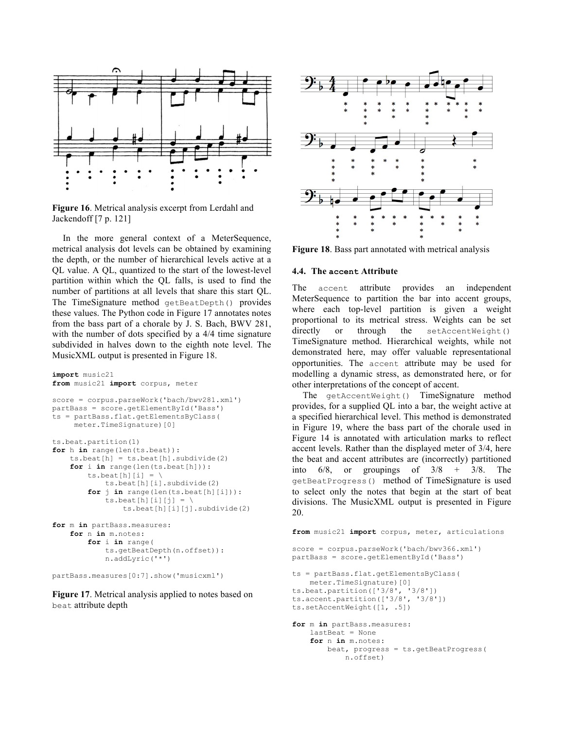Figure 16. Metrical analysis excerpt from Lerdahl and Jackendoff [7 p. 121]

In the more general context of a MeterSequence, metrical analysis dot levels can be obtained by examining the depth, or the number of hierarchical levels active at a QL value. A QL, quantized to the start of the lowest-level partition within which the QL falls, is used to find the number of partitions at all levels that share this start QL. The TimeSignature method `getBeatDepth()` provides these values. The Python code in Figure 17 annotates notes from the bass part of a chorale by J. S. Bach, BWV 281, with the number of dots specified by a 4/4 time signature subdivided in halves down to the eighth note level. The MusicXML output is presented in Figure 18.

```
import music21
from music21 import corpus, meter

score = corpus.parseWork('bach/bwv281.xml')
partBass = score.getElementById('Bass')
ts = partBass.flat.getElementsByClass(
     meter.TimeSignature)[0]

ts.beat.partition(1)
for h in range(len(ts.beat)):
    ts.beat[h] = ts.beat[h].subdivide(2)
    for i in range(len(ts.beat[h])):
        ts.beat[h][i] = \
            ts.beat[h][i].subdivide(2)
        for j in range(len(ts.beat[h][i])):
            ts.beat[h][i][j] = \
                ts.beat[h][i][j].subdivide(2)

for m in partBass.measures:
    for n in m.notes:
        for i in range(
            ts.getBeatDepth(n.offset)):
            n.addLyric('*')

partBass.measures[0:7].show('musicxml')
```

Figure 17. Metrical analysis applied to notes based on `beat` attribute depth

Figure 18. Bass part annotated with metrical analysis

### 4.4. The `accent` Attribute

The `accent` attribute provides an independent MeterSequence to partition the bar into accent groups, where each top-level partition is given a weight proportional to its metrical stress. Weights can be set directly or through the `setAccentWeight()` TimeSignature method. Hierarchical weights, while not demonstrated here, may offer valuable representational opportunities. The `accent` attribute may be used for modelling a dynamic stress, as demonstrated here, or for other interpretations of the concept of accent.

The `getAccentWeight()` TimeSignature method provides, for a supplied QL into a bar, the weight active at a specified hierarchical level. This method is demonstrated in Figure 19, where the bass part of the chorale used in Figure 14 is annotated with articulation marks to reflect accent levels. Rather than the displayed meter of 3/4, here the beat and accent attributes are (incorrectly) partitioned into 6/8, or groupings of 3/8 + 3/8. The `getBeatProgress()` method of TimeSignature is used to select only the notes that begin at the start of beat divisions. The MusicXML output is presented in Figure 20.

```
from music21 import corpus, meter, articulations

score = corpus.parseWork('bach/bwv366.xml')
partBass = score.getElementById('Bass')

ts = partBass.flat.getElementsByClass(
    meter.TimeSignature)[0]
ts.beat.partition(['3/8', '3/8'])
ts.accent.partition(['3/8', '3/8'])
ts.setAccentWeight([1, .5])

for m in partBass.measures:
    lastBeat = None
    for n in m.notes:
        beat, progress = ts.getBeatProgress(
            n.offset)
```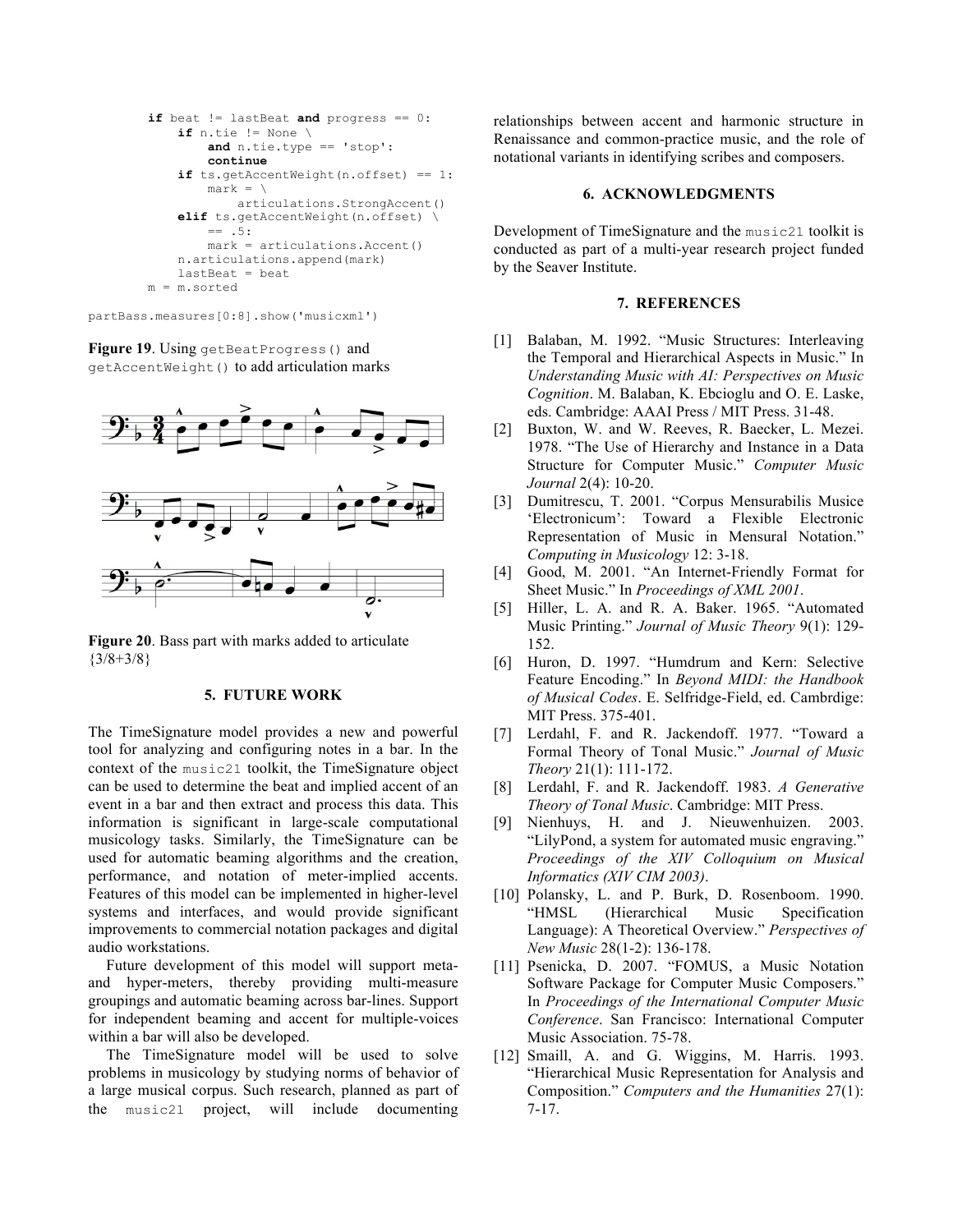```
        if beat != lastBeat and progress == 0:
            if n.tie != None \
                and n.tie.type == 'stop':
                continue
            if ts.getAccentWeight(n.offset) == 1:
                mark = \
                    articulations.StrongAccent()
            elif ts.getAccentWeight(n.offset) \
                == .5:
                mark = articulations.Accent()
            n.articulations.append(mark)
            lastBeat = beat
        m = m.sorted

partBass.measures[0:8].show('musicxml')
```

**Figure 19**. Using `getBeatProgress()` and `getAccentWeight()` to add articulation marks

**Figure 20**. Bass part with marks added to articulate {3/8+3/8}

## 5. FUTURE WORK

The TimeSignature model provides a new and powerful tool for analyzing and configuring notes in a bar. In the context of the `music21` toolkit, the TimeSignature object can be used to determine the beat and implied accent of an event in a bar and then extract and process this data. This information is significant in large-scale computational musicology tasks. Similarly, the TimeSignature can be used for automatic beaming algorithms and the creation, performance, and notation of meter-implied accents. Features of this model can be implemented in higher-level systems and interfaces, and would provide significant improvements to commercial notation packages and digital audio workstations.

Future development of this model will support meta- and hyper-meters, thereby providing multi-measure groupings and automatic beaming across bar-lines. Support for independent beaming and accent for multiple-voices within a bar will also be developed.

The TimeSignature model will be used to solve problems in musicology by studying norms of behavior of a large musical corpus. Such research, planned as part of the `music21` project, will include documenting relationships between accent and harmonic structure in Renaissance and common-practice music, and the role of notational variants in identifying scribes and composers.

## 6. ACKNOWLEDGMENTS

Development of TimeSignature and the `music21` toolkit is conducted as part of a multi-year research project funded by the Seaver Institute.

## 7. REFERENCES

[1] Balaban, M. 1992. "Music Structures: Interleaving the Temporal and Hierarchical Aspects in Music." In *Understanding Music with AI: Perspectives on Music Cognition*. M. Balaban, K. Ebcioglu and O. E. Laske, eds. Cambridge: AAAI Press / MIT Press. 31-48.

[2] Buxton, W. and W. Reeves, R. Baecker, L. Mezei. 1978. "The Use of Hierarchy and Instance in a Data Structure for Computer Music." *Computer Music Journal* 2(4): 10-20.

[3] Dumitrescu, T. 2001. "Corpus Mensurabilis Musice 'Electronicum': Toward a Flexible Electronic Representation of Music in Mensural Notation." *Computing in Musicology* 12: 3-18.

[4] Good, M. 2001. "An Internet-Friendly Format for Sheet Music." In *Proceedings of XML 2001*.

[5] Hiller, L. A. and R. A. Baker. 1965. "Automated Music Printing." *Journal of Music Theory* 9(1): 129-152.

[6] Huron, D. 1997. "Humdrum and Kern: Selective Feature Encoding." In *Beyond MIDI: the Handbook of Musical Codes*. E. Selfridge-Field, ed. Cambrdige: MIT Press. 375-401.

[7] Lerdahl, F. and R. Jackendoff. 1977. "Toward a Formal Theory of Tonal Music." *Journal of Music Theory* 21(1): 111-172.

[8] Lerdahl, F. and R. Jackendoff. 1983. *A Generative Theory of Tonal Music*. Cambridge: MIT Press.

[9] Nienhuys, H. and J. Nieuwenhuizen. 2003. "LilyPond, a system for automated music engraving." *Proceedings of the XIV Colloquium on Musical Informatics (XIV CIM 2003)*.

[10] Polansky, L. and P. Burk, D. Rosenboom. 1990. "HMSL (Hierarchical Music Specification Language): A Theoretical Overview." *Perspectives of New Music* 28(1-2): 136-178.

[11] Psenicka, D. 2007. "FOMUS, a Music Notation Software Package for Computer Music Composers." In *Proceedings of the International Computer Music Conference*. San Francisco: International Computer Music Association. 75-78.

[12] Smaill, A. and G. Wiggins, M. Harris. 1993. "Hierarchical Music Representation for Analysis and Composition." *Computers and the Humanities* 27(1): 7-17.